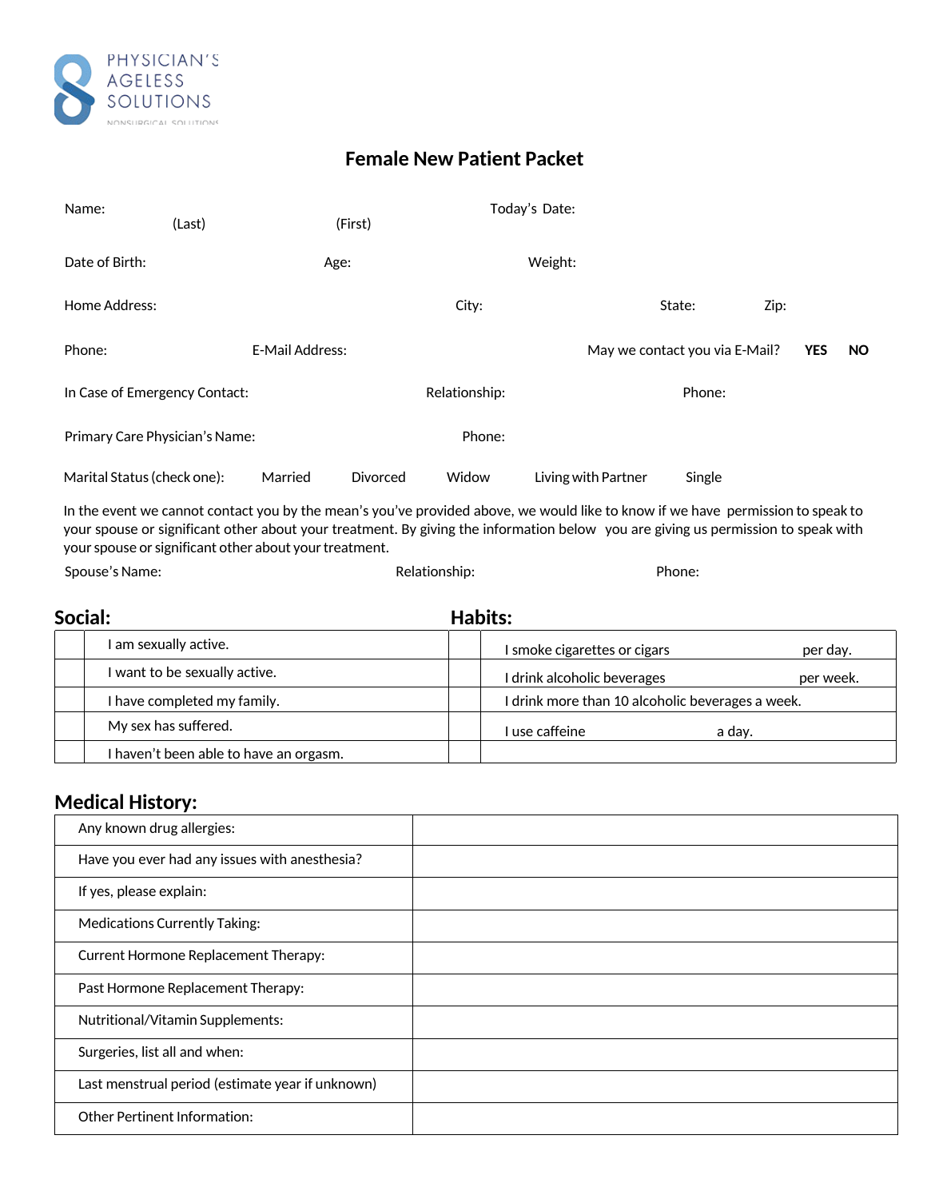PHYSICIAN'S AGELESS SOLUTIONS

NONSURGICAL SOLUTIONS

# Female New Patient Packet

Name: (Last) (First) Today's Date:

Date of Birth: Age: Weight:

Home Address: City: State: Zip:

Phone: E-Mail Address: May we contact you via E-Mail? **YES** **NO**

In Case of Emergency Contact: Relationship: Phone:

Primary Care Physician's Name: Phone:

Marital Status (check one): Married Divorced Widow Living with Partner Single

In the event we cannot contact you by the mean's you've provided above, we would like to know if we have permission to speak to your spouse or significant other about your treatment. By giving the information below you are giving us permission to speak with your spouse or significant other about your treatment.

Spouse's Name: Relationship: Phone:

## Social:

| | |
|---|---|
| | I am sexually active. |
| | I want to be sexually active. |
| | I have completed my family. |
| | My sex has suffered. |
| | I haven't been able to have an orgasm. |

## Habits:

| | |
|---|---|
| | I smoke cigarettes or cigars per day. |
| | I drink alcoholic beverages per week. |
| | I drink more than 10 alcoholic beverages a week. |
| | I use caffeine a day. |
| | |

## Medical History:

| | |
|---|---|
| Any known drug allergies: | |
| Have you ever had any issues with anesthesia? | |
| If yes, please explain: | |
| Medications Currently Taking: | |
| Current Hormone Replacement Therapy: | |
| Past Hormone Replacement Therapy: | |
| Nutritional/Vitamin Supplements: | |
| Surgeries, list all and when: | |
| Last menstrual period (estimate year if unknown) | |
| Other Pertinent Information: | |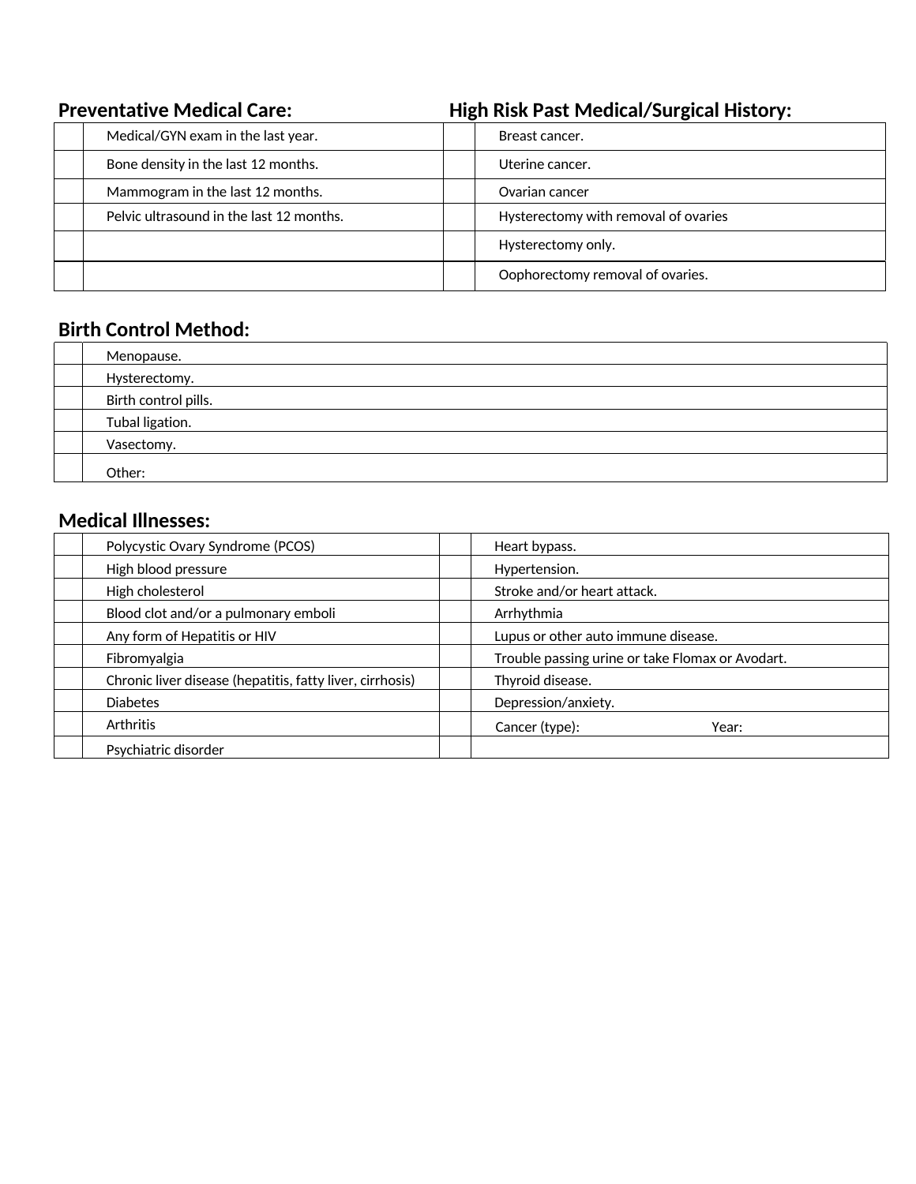## Preventative Medical Care:

| | |
|---|---|
| | Medical/GYN exam in the last year. |
| | Bone density in the last 12 months. |
| | Mammogram in the last 12 months. |
| | Pelvic ultrasound in the last 12 months. |
| | |
| | |

## High Risk Past Medical/Surgical History:

| | |
|---|---|
| | Breast cancer. |
| | Uterine cancer. |
| | Ovarian cancer |
| | Hysterectomy with removal of ovaries |
| | Hysterectomy only. |
| | Oophorectomy removal of ovaries. |

## Birth Control Method:

| | |
|---|---|
| | Menopause. |
| | Hysterectomy. |
| | Birth control pills. |
| | Tubal ligation. |
| | Vasectomy. |
| | Other: |

## Medical Illnesses:

| | | | |
|---|---|---|---|
| | Polycystic Ovary Syndrome (PCOS) | | Heart bypass. |
| | High blood pressure | | Hypertension. |
| | High cholesterol | | Stroke and/or heart attack. |
| | Blood clot and/or a pulmonary emboli | | Arrhythmia |
| | Any form of Hepatitis or HIV | | Lupus or other auto immune disease. |
| | Fibromyalgia | | Trouble passing urine or take Flomax or Avodart. |
| | Chronic liver disease (hepatitis, fatty liver, cirrhosis) | | Thyroid disease. |
| | Diabetes | | Depression/anxiety. |
| | Arthritis | | Cancer (type): Year: |
| | Psychiatric disorder | | |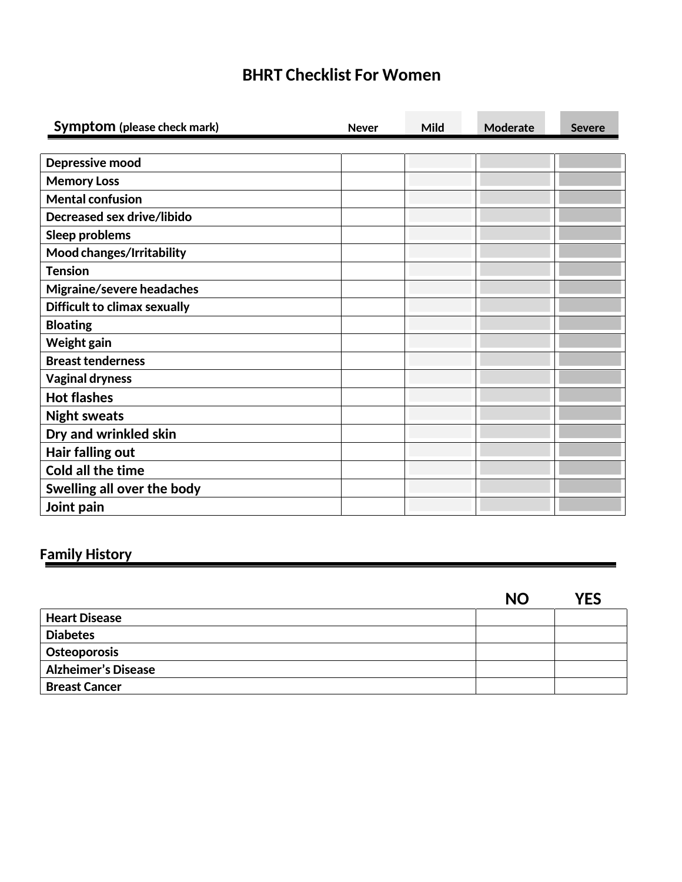# BHRT Checklist For Women

| Symptom (please check mark) | Never | Mild | Moderate | Severe |
|---|---|---|---|---|
| Depressive mood | | | | |
| Memory Loss | | | | |
| Mental confusion | | | | |
| Decreased sex drive/libido | | | | |
| Sleep problems | | | | |
| Mood changes/Irritability | | | | |
| Tension | | | | |
| Migraine/severe headaches | | | | |
| Difficult to climax sexually | | | | |
| Bloating | | | | |
| Weight gain | | | | |
| Breast tenderness | | | | |
| Vaginal dryness | | | | |
| Hot flashes | | | | |
| Night sweats | | | | |
| Dry and wrinkled skin | | | | |
| Hair falling out | | | | |
| Cold all the time | | | | |
| Swelling all over the body | | | | |
| Joint pain | | | | |

## Family History

| | NO | YES |
|---|---|---|
| Heart Disease | | |
| Diabetes | | |
| Osteoporosis | | |
| Alzheimer's Disease | | |
| Breast Cancer | | |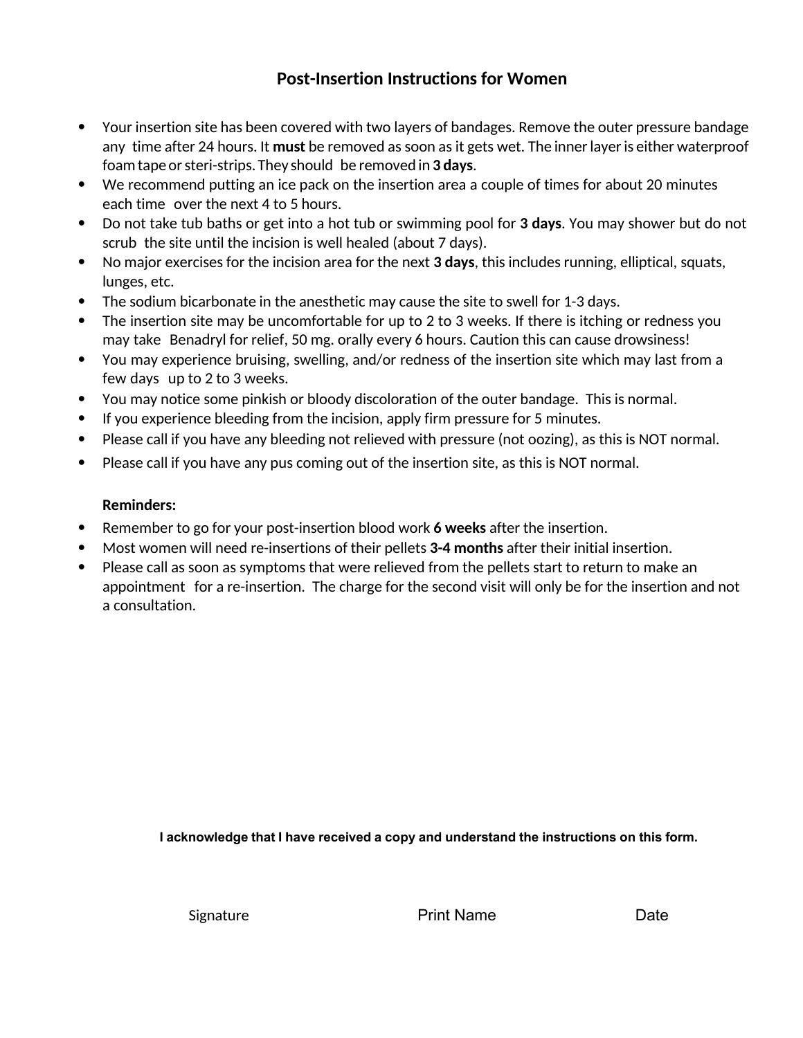# Post-Insertion Instructions for Women

- Your insertion site has been covered with two layers of bandages. Remove the outer pressure bandage any time after 24 hours. It **must** be removed as soon as it gets wet. The inner layer is either waterproof foam tape or steri-strips. They should be removed in **3 days**.
- We recommend putting an ice pack on the insertion area a couple of times for about 20 minutes each time over the next 4 to 5 hours.
- Do not take tub baths or get into a hot tub or swimming pool for **3 days**. You may shower but do not scrub the site until the incision is well healed (about 7 days).
- No major exercises for the incision area for the next **3 days**, this includes running, elliptical, squats, lunges, etc.
- The sodium bicarbonate in the anesthetic may cause the site to swell for 1-3 days.
- The insertion site may be uncomfortable for up to 2 to 3 weeks. If there is itching or redness you may take Benadryl for relief, 50 mg. orally every 6 hours. Caution this can cause drowsiness!
- You may experience bruising, swelling, and/or redness of the insertion site which may last from a few days up to 2 to 3 weeks.
- You may notice some pinkish or bloody discoloration of the outer bandage. This is normal.
- If you experience bleeding from the incision, apply firm pressure for 5 minutes.
- Please call if you have any bleeding not relieved with pressure (not oozing), as this is NOT normal.
- Please call if you have any pus coming out of the insertion site, as this is NOT normal.

**Reminders:**

- Remember to go for your post-insertion blood work **6 weeks** after the insertion.
- Most women will need re-insertions of their pellets **3-4 months** after their initial insertion.
- Please call as soon as symptoms that were relieved from the pellets start to return to make an appointment for a re-insertion. The charge for the second visit will only be for the insertion and not a consultation.

**I acknowledge that I have received a copy and understand the instructions on this form.**

Signature Print Name Date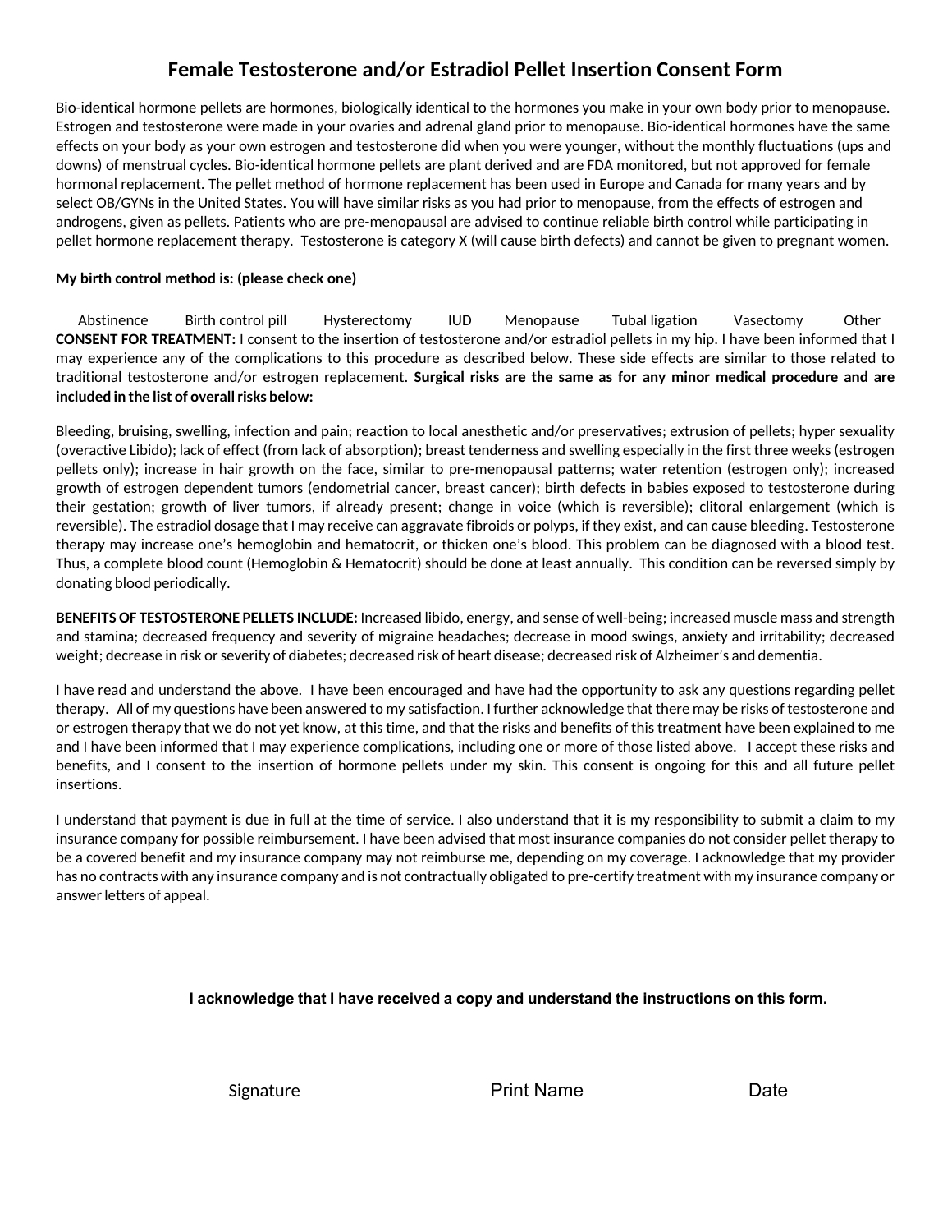# Female Testosterone and/or Estradiol Pellet Insertion Consent Form

Bio-identical hormone pellets are hormones, biologically identical to the hormones you make in your own body prior to menopause. Estrogen and testosterone were made in your ovaries and adrenal gland prior to menopause. Bio-identical hormones have the same effects on your body as your own estrogen and testosterone did when you were younger, without the monthly fluctuations (ups and downs) of menstrual cycles. Bio-identical hormone pellets are plant derived and are FDA monitored, but not approved for female hormonal replacement. The pellet method of hormone replacement has been used in Europe and Canada for many years and by select OB/GYNs in the United States. You will have similar risks as you had prior to menopause, from the effects of estrogen and androgens, given as pellets. Patients who are pre-menopausal are advised to continue reliable birth control while participating in pellet hormone replacement therapy. Testosterone is category X (will cause birth defects) and cannot be given to pregnant women.

**My birth control method is: (please check one)**

Abstinence   Birth control pill   Hysterectomy   IUD   Menopause   Tubal ligation   Vasectomy   Other

**CONSENT FOR TREATMENT:** I consent to the insertion of testosterone and/or estradiol pellets in my hip. I have been informed that I may experience any of the complications to this procedure as described below. These side effects are similar to those related to traditional testosterone and/or estrogen replacement. **Surgical risks are the same as for any minor medical procedure and are included in the list of overall risks below:**

Bleeding, bruising, swelling, infection and pain; reaction to local anesthetic and/or preservatives; extrusion of pellets; hyper sexuality (overactive Libido); lack of effect (from lack of absorption); breast tenderness and swelling especially in the first three weeks (estrogen pellets only); increase in hair growth on the face, similar to pre-menopausal patterns; water retention (estrogen only); increased growth of estrogen dependent tumors (endometrial cancer, breast cancer); birth defects in babies exposed to testosterone during their gestation; growth of liver tumors, if already present; change in voice (which is reversible); clitoral enlargement (which is reversible). The estradiol dosage that I may receive can aggravate fibroids or polyps, if they exist, and can cause bleeding. Testosterone therapy may increase one's hemoglobin and hematocrit, or thicken one's blood. This problem can be diagnosed with a blood test. Thus, a complete blood count (Hemoglobin & Hematocrit) should be done at least annually. This condition can be reversed simply by donating blood periodically.

**BENEFITS OF TESTOSTERONE PELLETS INCLUDE:** Increased libido, energy, and sense of well-being; increased muscle mass and strength and stamina; decreased frequency and severity of migraine headaches; decrease in mood swings, anxiety and irritability; decreased weight; decrease in risk or severity of diabetes; decreased risk of heart disease; decreased risk of Alzheimer's and dementia.

I have read and understand the above. I have been encouraged and have had the opportunity to ask any questions regarding pellet therapy. All of my questions have been answered to my satisfaction. I further acknowledge that there may be risks of testosterone and or estrogen therapy that we do not yet know, at this time, and that the risks and benefits of this treatment have been explained to me and I have been informed that I may experience complications, including one or more of those listed above. I accept these risks and benefits, and I consent to the insertion of hormone pellets under my skin. This consent is ongoing for this and all future pellet insertions.

I understand that payment is due in full at the time of service. I also understand that it is my responsibility to submit a claim to my insurance company for possible reimbursement. I have been advised that most insurance companies do not consider pellet therapy to be a covered benefit and my insurance company may not reimburse me, depending on my coverage. I acknowledge that my provider has no contracts with any insurance company and is not contractually obligated to pre-certify treatment with my insurance company or answer letters of appeal.

**I acknowledge that I have received a copy and understand the instructions on this form.**

Signature   Print Name   Date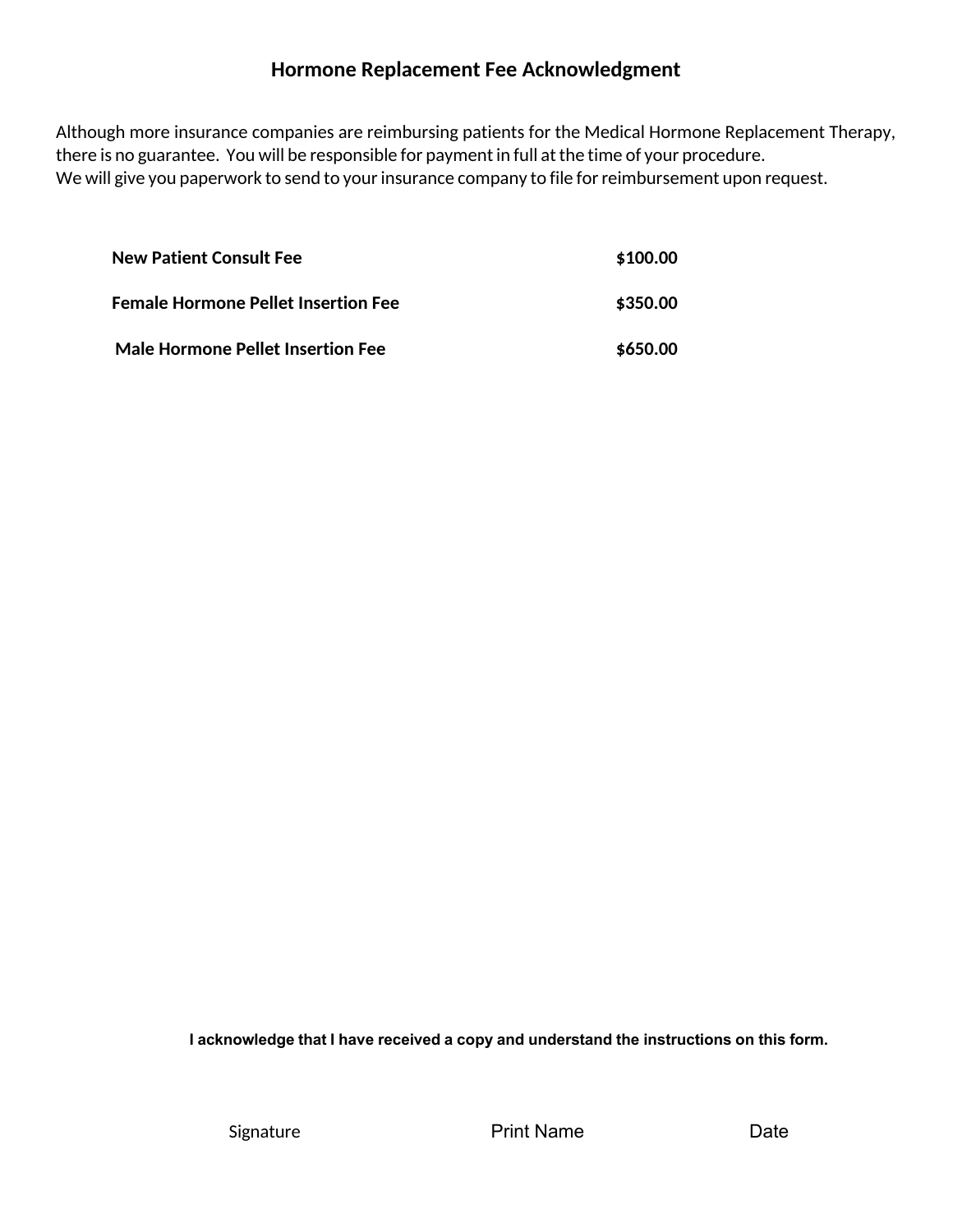# Hormone Replacement Fee Acknowledgment

Although more insurance companies are reimbursing patients for the Medical Hormone Replacement Therapy, there is no guarantee. You will be responsible for payment in full at the time of your procedure.
We will give you paperwork to send to your insurance company to file for reimbursement upon request.

| | |
|---|---|
| **New Patient Consult Fee** | **$100.00** |
| **Female Hormone Pellet Insertion Fee** | **$350.00** |
| **Male Hormone Pellet Insertion Fee** | **$650.00** |

**I acknowledge that I have received a copy and understand the instructions on this form.**

| Signature | Print Name | Date |
|---|---|---|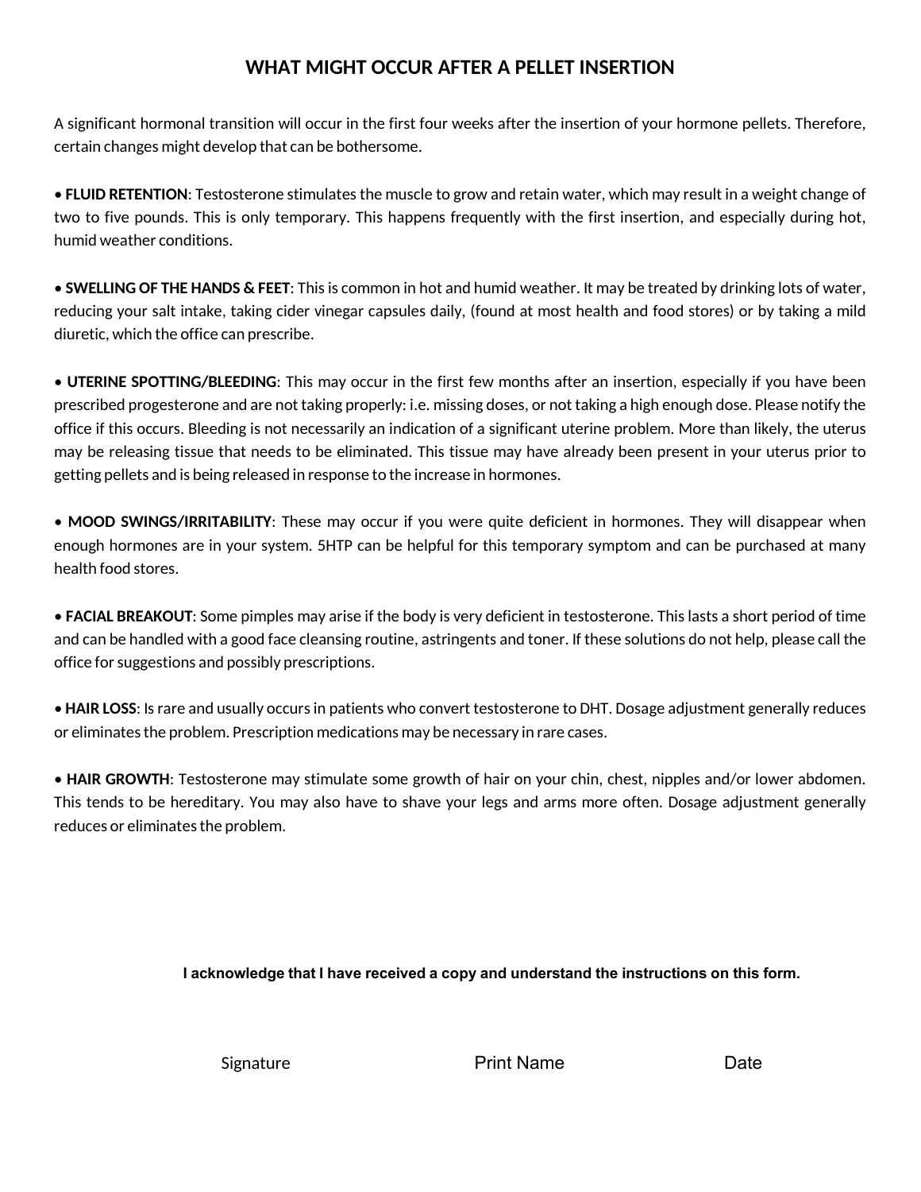# WHAT MIGHT OCCUR AFTER A PELLET INSERTION

A significant hormonal transition will occur in the first four weeks after the insertion of your hormone pellets. Therefore, certain changes might develop that can be bothersome.

• **FLUID RETENTION**: Testosterone stimulates the muscle to grow and retain water, which may result in a weight change of two to five pounds. This is only temporary. This happens frequently with the first insertion, and especially during hot, humid weather conditions.

• **SWELLING OF THE HANDS & FEET**: This is common in hot and humid weather. It may be treated by drinking lots of water, reducing your salt intake, taking cider vinegar capsules daily, (found at most health and food stores) or by taking a mild diuretic, which the office can prescribe.

• **UTERINE SPOTTING/BLEEDING**: This may occur in the first few months after an insertion, especially if you have been prescribed progesterone and are not taking properly: i.e. missing doses, or not taking a high enough dose. Please notify the office if this occurs. Bleeding is not necessarily an indication of a significant uterine problem. More than likely, the uterus may be releasing tissue that needs to be eliminated. This tissue may have already been present in your uterus prior to getting pellets and is being released in response to the increase in hormones.

• **MOOD SWINGS/IRRITABILITY**: These may occur if you were quite deficient in hormones. They will disappear when enough hormones are in your system. 5HTP can be helpful for this temporary symptom and can be purchased at many health food stores.

• **FACIAL BREAKOUT**: Some pimples may arise if the body is very deficient in testosterone. This lasts a short period of time and can be handled with a good face cleansing routine, astringents and toner. If these solutions do not help, please call the office for suggestions and possibly prescriptions.

• **HAIR LOSS**: Is rare and usually occurs in patients who convert testosterone to DHT. Dosage adjustment generally reduces or eliminates the problem. Prescription medications may be necessary in rare cases.

• **HAIR GROWTH**: Testosterone may stimulate some growth of hair on your chin, chest, nipples and/or lower abdomen. This tends to be hereditary. You may also have to shave your legs and arms more often. Dosage adjustment generally reduces or eliminates the problem.

**I acknowledge that I have received a copy and understand the instructions on this form.**

Signature Print Name Date